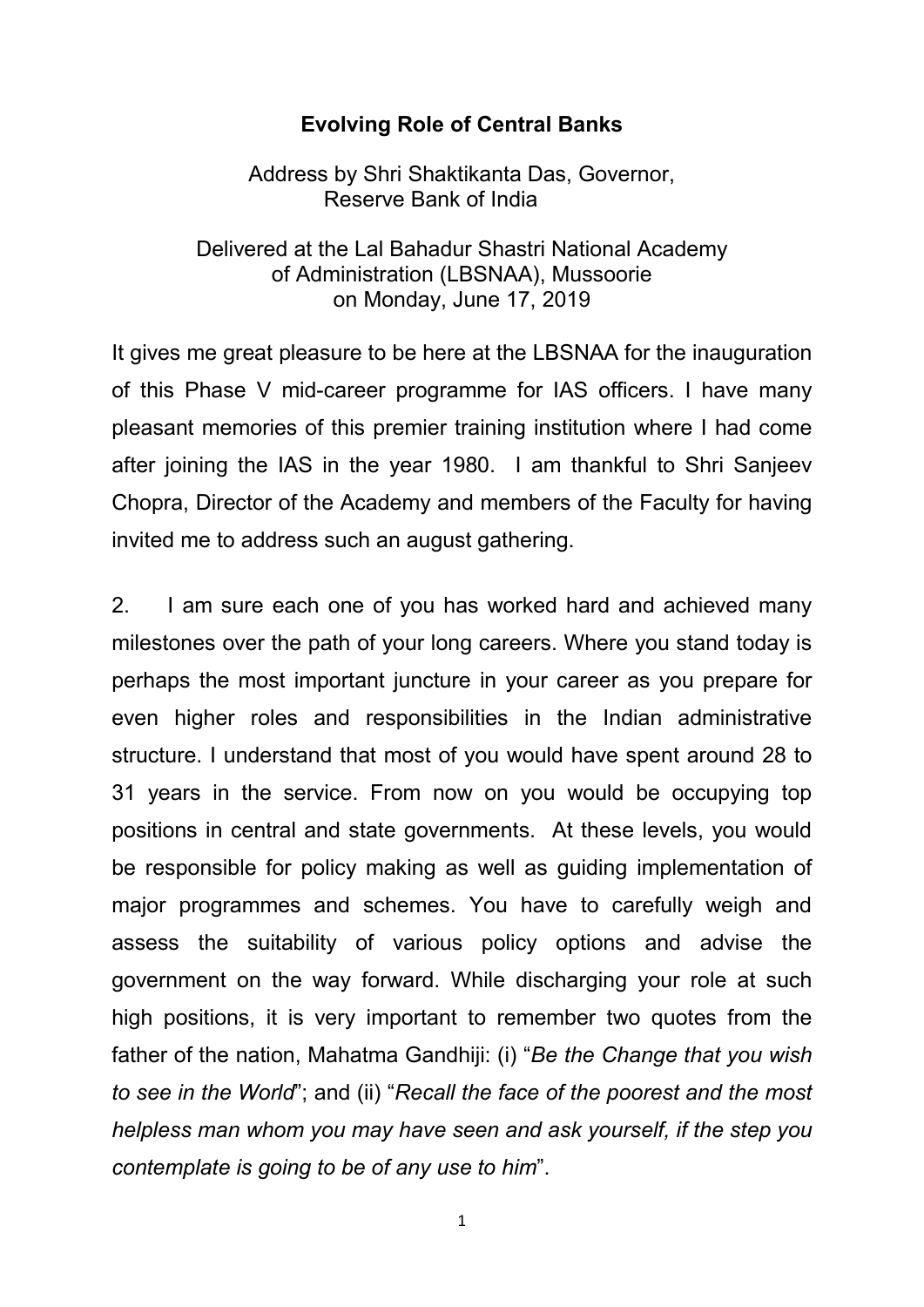# Evolving Role of Central Banks

Address by Shri Shaktikanta Das, Governor, Reserve Bank of India

Delivered at the Lal Bahadur Shastri National Academy of Administration (LBSNAA), Mussoorie on Monday, June 17, 2019

It gives me great pleasure to be here at the LBSNAA for the inauguration of this Phase V mid-career programme for IAS officers. I have many pleasant memories of this premier training institution where I had come after joining the IAS in the year 1980. I am thankful to Shri Sanjeev Chopra, Director of the Academy and members of the Faculty for having invited me to address such an august gathering.

2. I am sure each one of you has worked hard and achieved many milestones over the path of your long careers. Where you stand today is perhaps the most important juncture in your career as you prepare for even higher roles and responsibilities in the Indian administrative structure. I understand that most of you would have spent around 28 to 31 years in the service. From now on you would be occupying top positions in central and state governments. At these levels, you would be responsible for policy making as well as guiding implementation of major programmes and schemes. You have to carefully weigh and assess the suitability of various policy options and advise the government on the way forward. While discharging your role at such high positions, it is very important to remember two quotes from the father of the nation, Mahatma Gandhiji: (i) "*Be the Change that you wish to see in the World*"; and (ii) "*Recall the face of the poorest and the most helpless man whom you may have seen and ask yourself, if the step you contemplate is going to be of any use to him*".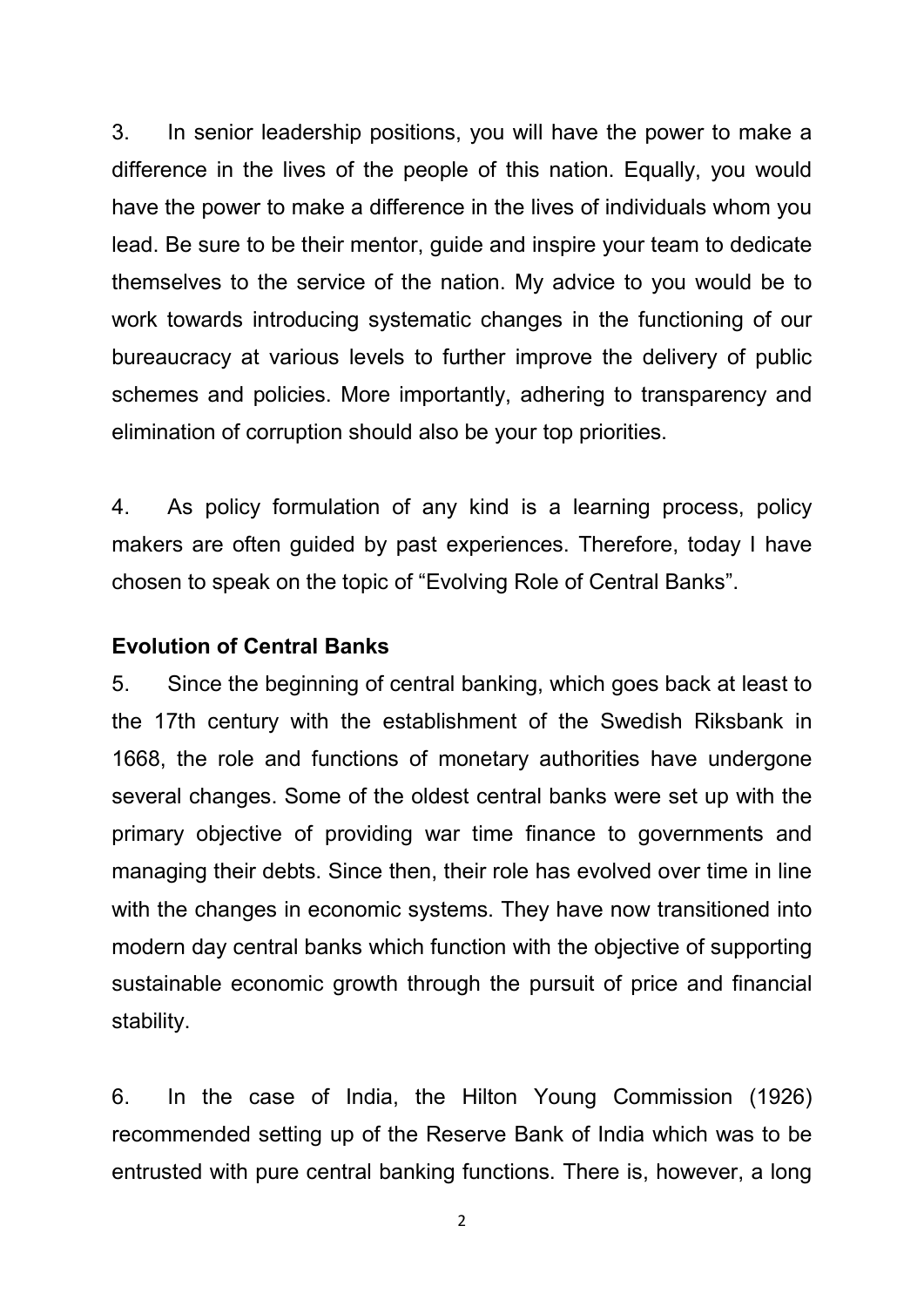3. In senior leadership positions, you will have the power to make a difference in the lives of the people of this nation. Equally, you would have the power to make a difference in the lives of individuals whom you lead. Be sure to be their mentor, guide and inspire your team to dedicate themselves to the service of the nation. My advice to you would be to work towards introducing systematic changes in the functioning of our bureaucracy at various levels to further improve the delivery of public schemes and policies. More importantly, adhering to transparency and elimination of corruption should also be your top priorities.

4. As policy formulation of any kind is a learning process, policy makers are often guided by past experiences. Therefore, today I have chosen to speak on the topic of "Evolving Role of Central Banks".

**Evolution of Central Banks**

5. Since the beginning of central banking, which goes back at least to the 17th century with the establishment of the Swedish Riksbank in 1668, the role and functions of monetary authorities have undergone several changes. Some of the oldest central banks were set up with the primary objective of providing war time finance to governments and managing their debts. Since then, their role has evolved over time in line with the changes in economic systems. They have now transitioned into modern day central banks which function with the objective of supporting sustainable economic growth through the pursuit of price and financial stability.

6. In the case of India, the Hilton Young Commission (1926) recommended setting up of the Reserve Bank of India which was to be entrusted with pure central banking functions. There is, however, a long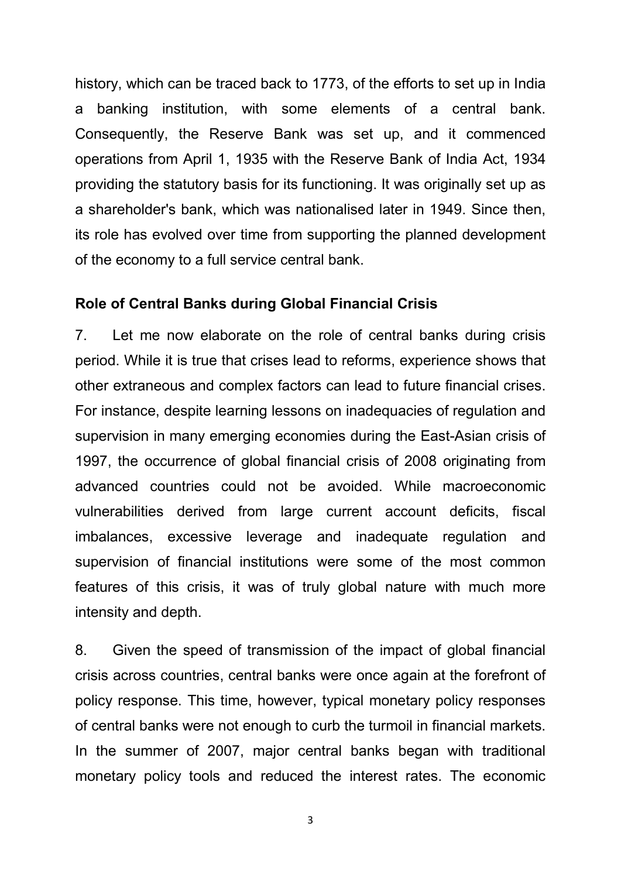history, which can be traced back to 1773, of the efforts to set up in India a banking institution, with some elements of a central bank. Consequently, the Reserve Bank was set up, and it commenced operations from April 1, 1935 with the Reserve Bank of India Act, 1934 providing the statutory basis for its functioning. It was originally set up as a shareholder's bank, which was nationalised later in 1949. Since then, its role has evolved over time from supporting the planned development of the economy to a full service central bank.

**Role of Central Banks during Global Financial Crisis**

7. Let me now elaborate on the role of central banks during crisis period. While it is true that crises lead to reforms, experience shows that other extraneous and complex factors can lead to future financial crises. For instance, despite learning lessons on inadequacies of regulation and supervision in many emerging economies during the East-Asian crisis of 1997, the occurrence of global financial crisis of 2008 originating from advanced countries could not be avoided. While macroeconomic vulnerabilities derived from large current account deficits, fiscal imbalances, excessive leverage and inadequate regulation and supervision of financial institutions were some of the most common features of this crisis, it was of truly global nature with much more intensity and depth.

8. Given the speed of transmission of the impact of global financial crisis across countries, central banks were once again at the forefront of policy response. This time, however, typical monetary policy responses of central banks were not enough to curb the turmoil in financial markets. In the summer of 2007, major central banks began with traditional monetary policy tools and reduced the interest rates. The economic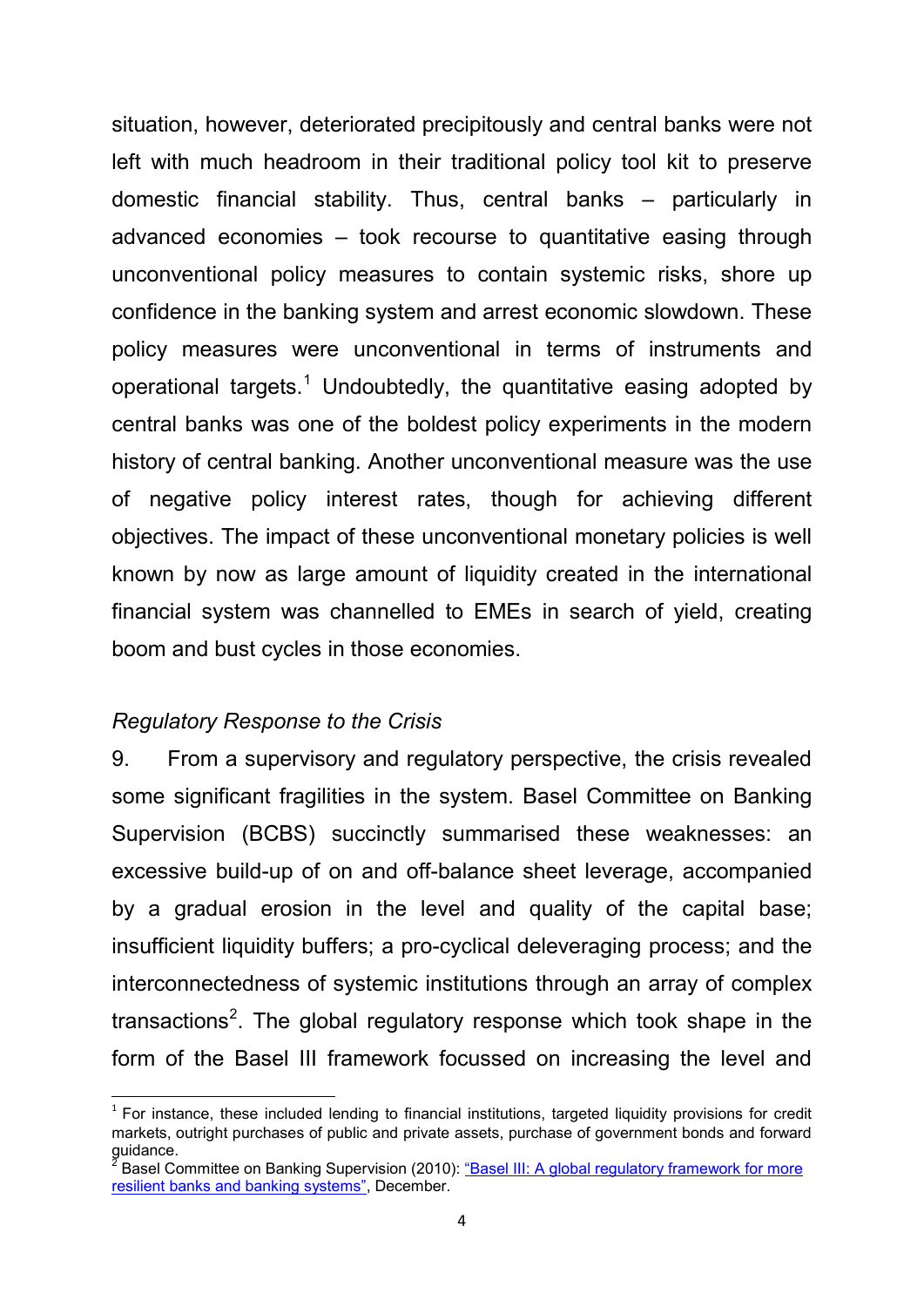situation, however, deteriorated precipitously and central banks were not left with much headroom in their traditional policy tool kit to preserve domestic financial stability. Thus, central banks – particularly in advanced economies – took recourse to quantitative easing through unconventional policy measures to contain systemic risks, shore up confidence in the banking system and arrest economic slowdown. These policy measures were unconventional in terms of instruments and operational targets.[1] Undoubtedly, the quantitative easing adopted by central banks was one of the boldest policy experiments in the modern history of central banking. Another unconventional measure was the use of negative policy interest rates, though for achieving different objectives. The impact of these unconventional monetary policies is well known by now as large amount of liquidity created in the international financial system was channelled to EMEs in search of yield, creating boom and bust cycles in those economies.

*Regulatory Response to the Crisis*

9. From a supervisory and regulatory perspective, the crisis revealed some significant fragilities in the system. Basel Committee on Banking Supervision (BCBS) succinctly summarised these weaknesses: an excessive build-up of on and off-balance sheet leverage, accompanied by a gradual erosion in the level and quality of the capital base; insufficient liquidity buffers; a pro-cyclical deleveraging process; and the interconnectedness of systemic institutions through an array of complex transactions[2]. The global regulatory response which took shape in the form of the Basel III framework focussed on increasing the level and

---

[1] For instance, these included lending to financial institutions, targeted liquidity provisions for credit markets, outright purchases of public and private assets, purchase of government bonds and forward guidance.

[2] Basel Committee on Banking Supervision (2010): "Basel III: A global regulatory framework for more resilient banks and banking systems", December.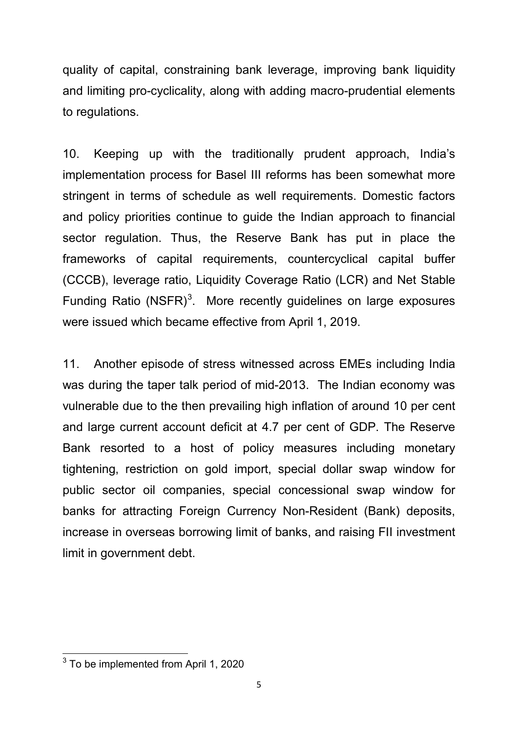quality of capital, constraining bank leverage, improving bank liquidity and limiting pro-cyclicality, along with adding macro-prudential elements to regulations.

10. Keeping up with the traditionally prudent approach, India's implementation process for Basel III reforms has been somewhat more stringent in terms of schedule as well requirements. Domestic factors and policy priorities continue to guide the Indian approach to financial sector regulation. Thus, the Reserve Bank has put in place the frameworks of capital requirements, countercyclical capital buffer (CCCB), leverage ratio, Liquidity Coverage Ratio (LCR) and Net Stable Funding Ratio (NSFR)[3]. More recently guidelines on large exposures were issued which became effective from April 1, 2019.

11. Another episode of stress witnessed across EMEs including India was during the taper talk period of mid-2013. The Indian economy was vulnerable due to the then prevailing high inflation of around 10 per cent and large current account deficit at 4.7 per cent of GDP. The Reserve Bank resorted to a host of policy measures including monetary tightening, restriction on gold import, special dollar swap window for public sector oil companies, special concessional swap window for banks for attracting Foreign Currency Non-Resident (Bank) deposits, increase in overseas borrowing limit of banks, and raising FII investment limit in government debt.

[3] To be implemented from April 1, 2020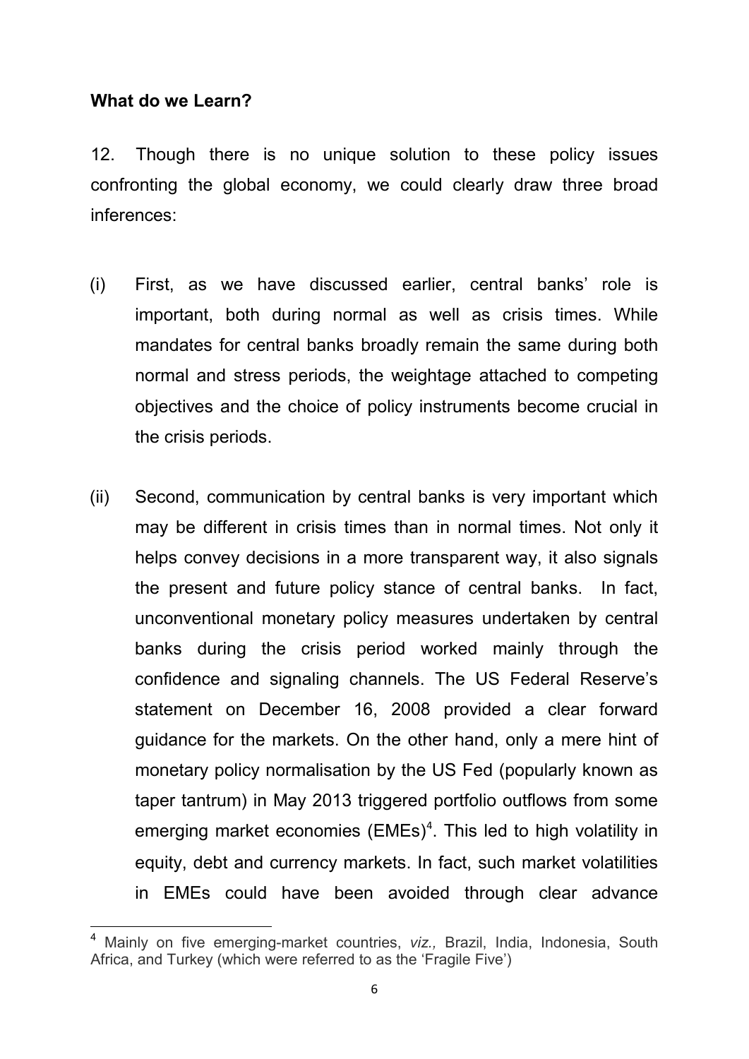**What do we Learn?**

12. Though there is no unique solution to these policy issues confronting the global economy, we could clearly draw three broad inferences:

(i) First, as we have discussed earlier, central banks' role is important, both during normal as well as crisis times. While mandates for central banks broadly remain the same during both normal and stress periods, the weightage attached to competing objectives and the choice of policy instruments become crucial in the crisis periods.

(ii) Second, communication by central banks is very important which may be different in crisis times than in normal times. Not only it helps convey decisions in a more transparent way, it also signals the present and future policy stance of central banks. In fact, unconventional monetary policy measures undertaken by central banks during the crisis period worked mainly through the confidence and signaling channels. The US Federal Reserve's statement on December 16, 2008 provided a clear forward guidance for the markets. On the other hand, only a mere hint of monetary policy normalisation by the US Fed (popularly known as taper tantrum) in May 2013 triggered portfolio outflows from some emerging market economies (EMEs)[4]. This led to high volatility in equity, debt and currency markets. In fact, such market volatilities in EMEs could have been avoided through clear advance

[4] Mainly on five emerging-market countries, *viz.,* Brazil, India, Indonesia, South Africa, and Turkey (which were referred to as the 'Fragile Five')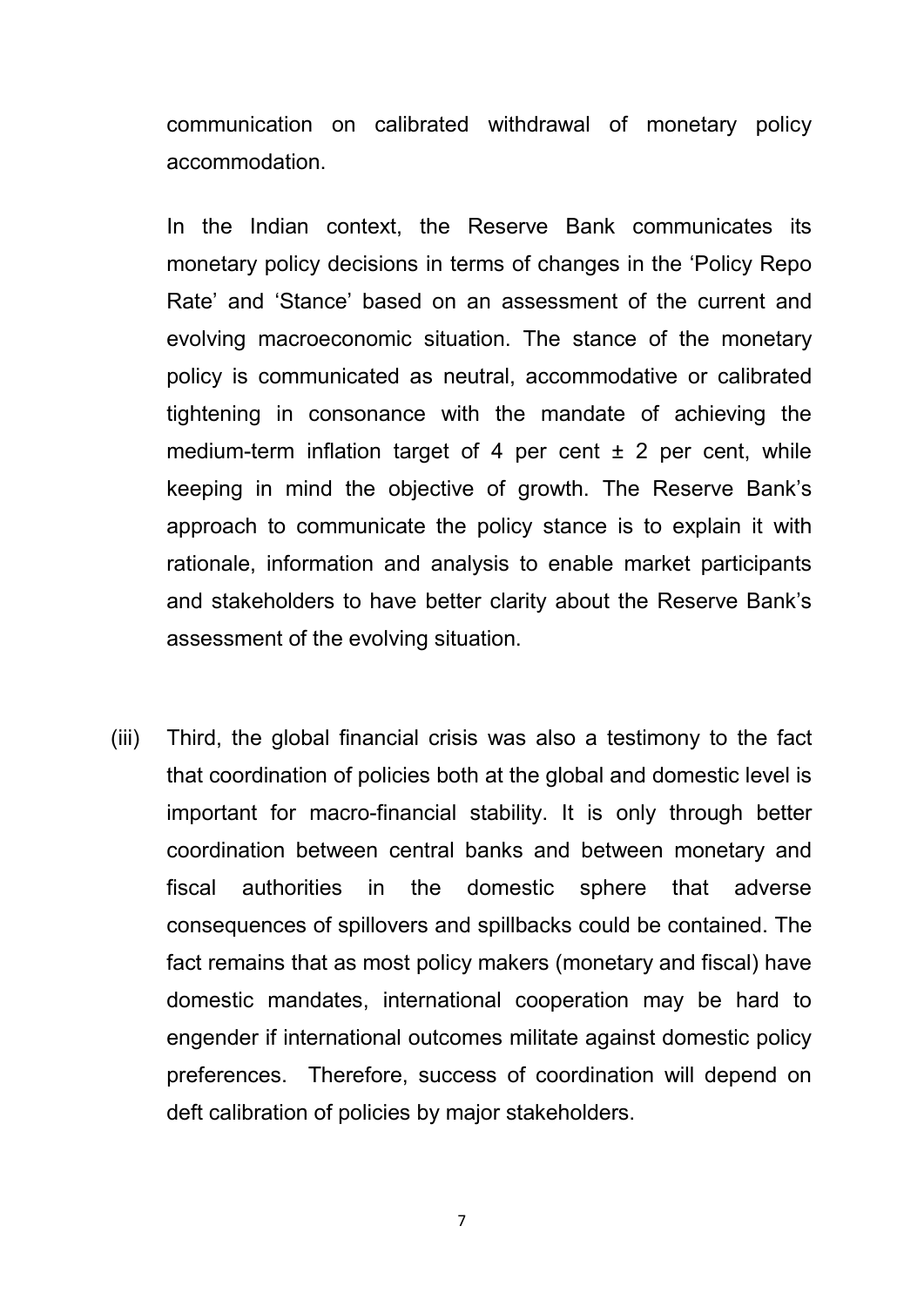communication on calibrated withdrawal of monetary policy accommodation.

In the Indian context, the Reserve Bank communicates its monetary policy decisions in terms of changes in the 'Policy Repo Rate' and 'Stance' based on an assessment of the current and evolving macroeconomic situation. The stance of the monetary policy is communicated as neutral, accommodative or calibrated tightening in consonance with the mandate of achieving the medium-term inflation target of 4 per cent ± 2 per cent, while keeping in mind the objective of growth. The Reserve Bank's approach to communicate the policy stance is to explain it with rationale, information and analysis to enable market participants and stakeholders to have better clarity about the Reserve Bank's assessment of the evolving situation.

(iii) Third, the global financial crisis was also a testimony to the fact that coordination of policies both at the global and domestic level is important for macro-financial stability. It is only through better coordination between central banks and between monetary and fiscal authorities in the domestic sphere that adverse consequences of spillovers and spillbacks could be contained. The fact remains that as most policy makers (monetary and fiscal) have domestic mandates, international cooperation may be hard to engender if international outcomes militate against domestic policy preferences. Therefore, success of coordination will depend on deft calibration of policies by major stakeholders.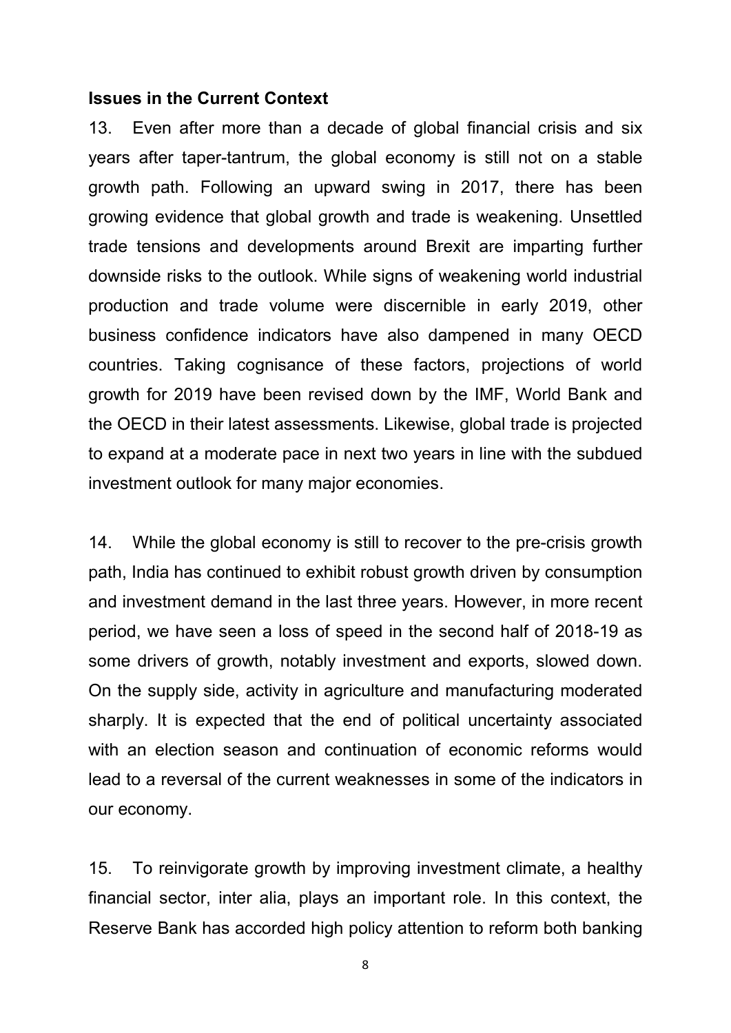### Issues in the Current Context

13. Even after more than a decade of global financial crisis and six years after taper-tantrum, the global economy is still not on a stable growth path. Following an upward swing in 2017, there has been growing evidence that global growth and trade is weakening. Unsettled trade tensions and developments around Brexit are imparting further downside risks to the outlook. While signs of weakening world industrial production and trade volume were discernible in early 2019, other business confidence indicators have also dampened in many OECD countries. Taking cognisance of these factors, projections of world growth for 2019 have been revised down by the IMF, World Bank and the OECD in their latest assessments. Likewise, global trade is projected to expand at a moderate pace in next two years in line with the subdued investment outlook for many major economies.

14. While the global economy is still to recover to the pre-crisis growth path, India has continued to exhibit robust growth driven by consumption and investment demand in the last three years. However, in more recent period, we have seen a loss of speed in the second half of 2018-19 as some drivers of growth, notably investment and exports, slowed down. On the supply side, activity in agriculture and manufacturing moderated sharply. It is expected that the end of political uncertainty associated with an election season and continuation of economic reforms would lead to a reversal of the current weaknesses in some of the indicators in our economy.

15. To reinvigorate growth by improving investment climate, a healthy financial sector, inter alia, plays an important role. In this context, the Reserve Bank has accorded high policy attention to reform both banking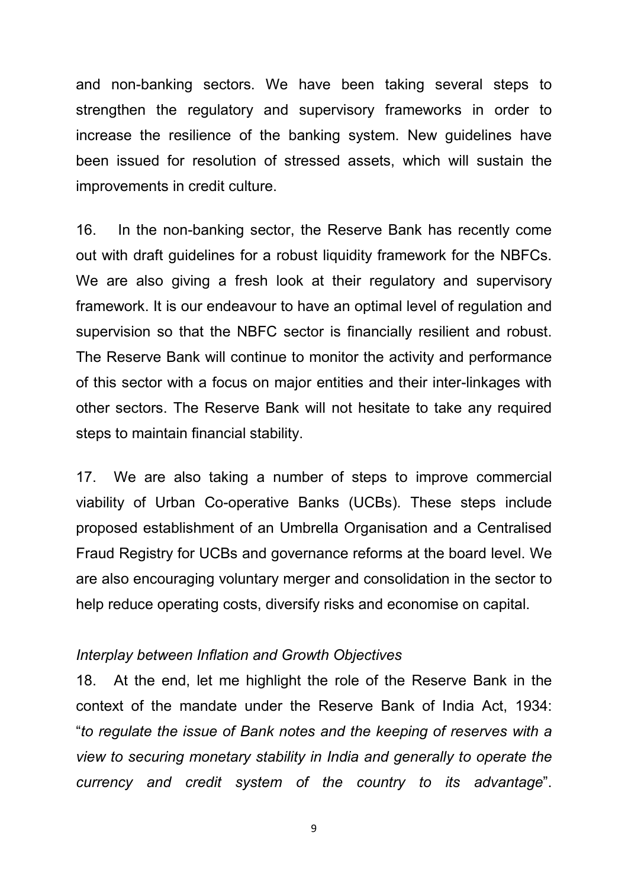and non-banking sectors. We have been taking several steps to strengthen the regulatory and supervisory frameworks in order to increase the resilience of the banking system. New guidelines have been issued for resolution of stressed assets, which will sustain the improvements in credit culture.

16. In the non-banking sector, the Reserve Bank has recently come out with draft guidelines for a robust liquidity framework for the NBFCs. We are also giving a fresh look at their regulatory and supervisory framework. It is our endeavour to have an optimal level of regulation and supervision so that the NBFC sector is financially resilient and robust. The Reserve Bank will continue to monitor the activity and performance of this sector with a focus on major entities and their inter-linkages with other sectors. The Reserve Bank will not hesitate to take any required steps to maintain financial stability.

17. We are also taking a number of steps to improve commercial viability of Urban Co-operative Banks (UCBs). These steps include proposed establishment of an Umbrella Organisation and a Centralised Fraud Registry for UCBs and governance reforms at the board level. We are also encouraging voluntary merger and consolidation in the sector to help reduce operating costs, diversify risks and economise on capital.

*Interplay between Inflation and Growth Objectives*

18. At the end, let me highlight the role of the Reserve Bank in the context of the mandate under the Reserve Bank of India Act, 1934: "*to regulate the issue of Bank notes and the keeping of reserves with a view to securing monetary stability in India and generally to operate the currency and credit system of the country to its advantage*".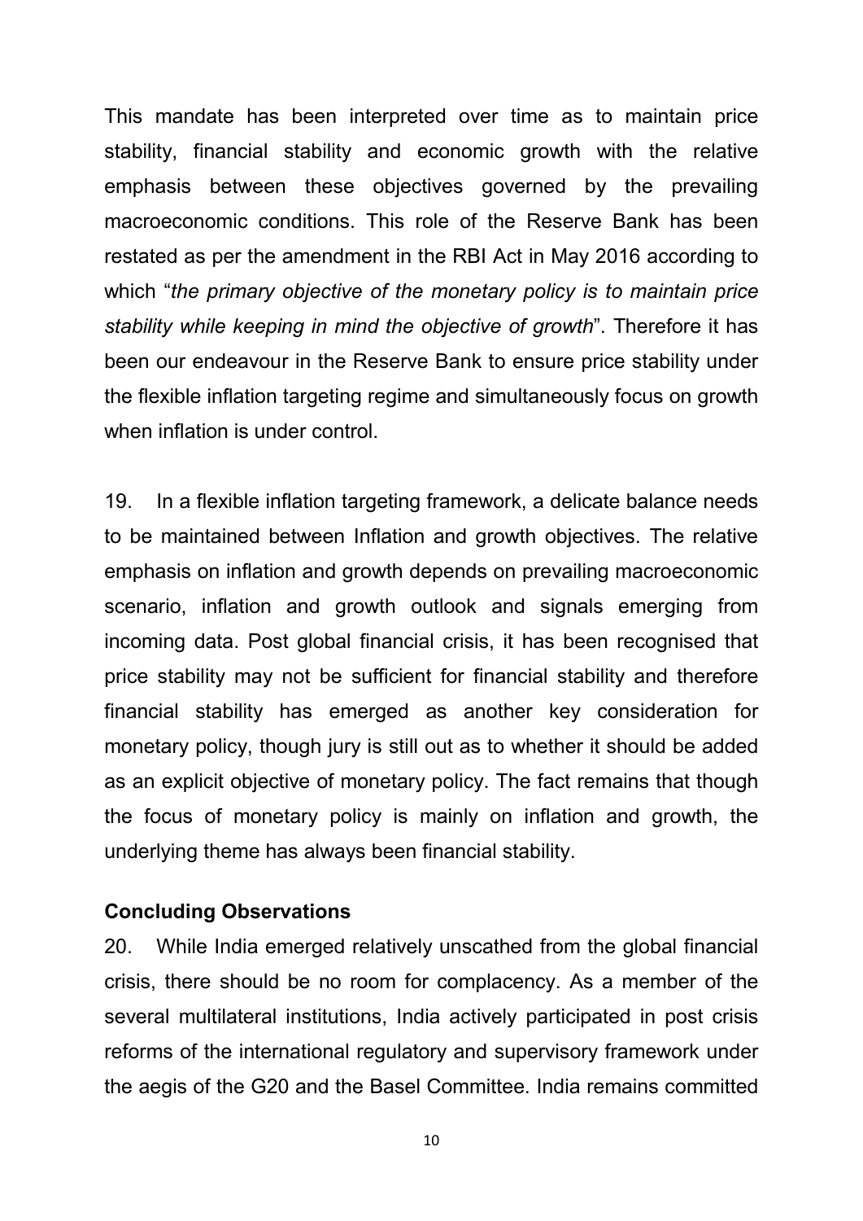This mandate has been interpreted over time as to maintain price stability, financial stability and economic growth with the relative emphasis between these objectives governed by the prevailing macroeconomic conditions. This role of the Reserve Bank has been restated as per the amendment in the RBI Act in May 2016 according to which "*the primary objective of the monetary policy is to maintain price stability while keeping in mind the objective of growth*". Therefore it has been our endeavour in the Reserve Bank to ensure price stability under the flexible inflation targeting regime and simultaneously focus on growth when inflation is under control.

19. In a flexible inflation targeting framework, a delicate balance needs to be maintained between Inflation and growth objectives. The relative emphasis on inflation and growth depends on prevailing macroeconomic scenario, inflation and growth outlook and signals emerging from incoming data. Post global financial crisis, it has been recognised that price stability may not be sufficient for financial stability and therefore financial stability has emerged as another key consideration for monetary policy, though jury is still out as to whether it should be added as an explicit objective of monetary policy. The fact remains that though the focus of monetary policy is mainly on inflation and growth, the underlying theme has always been financial stability.

**Concluding Observations**

20. While India emerged relatively unscathed from the global financial crisis, there should be no room for complacency. As a member of the several multilateral institutions, India actively participated in post crisis reforms of the international regulatory and supervisory framework under the aegis of the G20 and the Basel Committee. India remains committed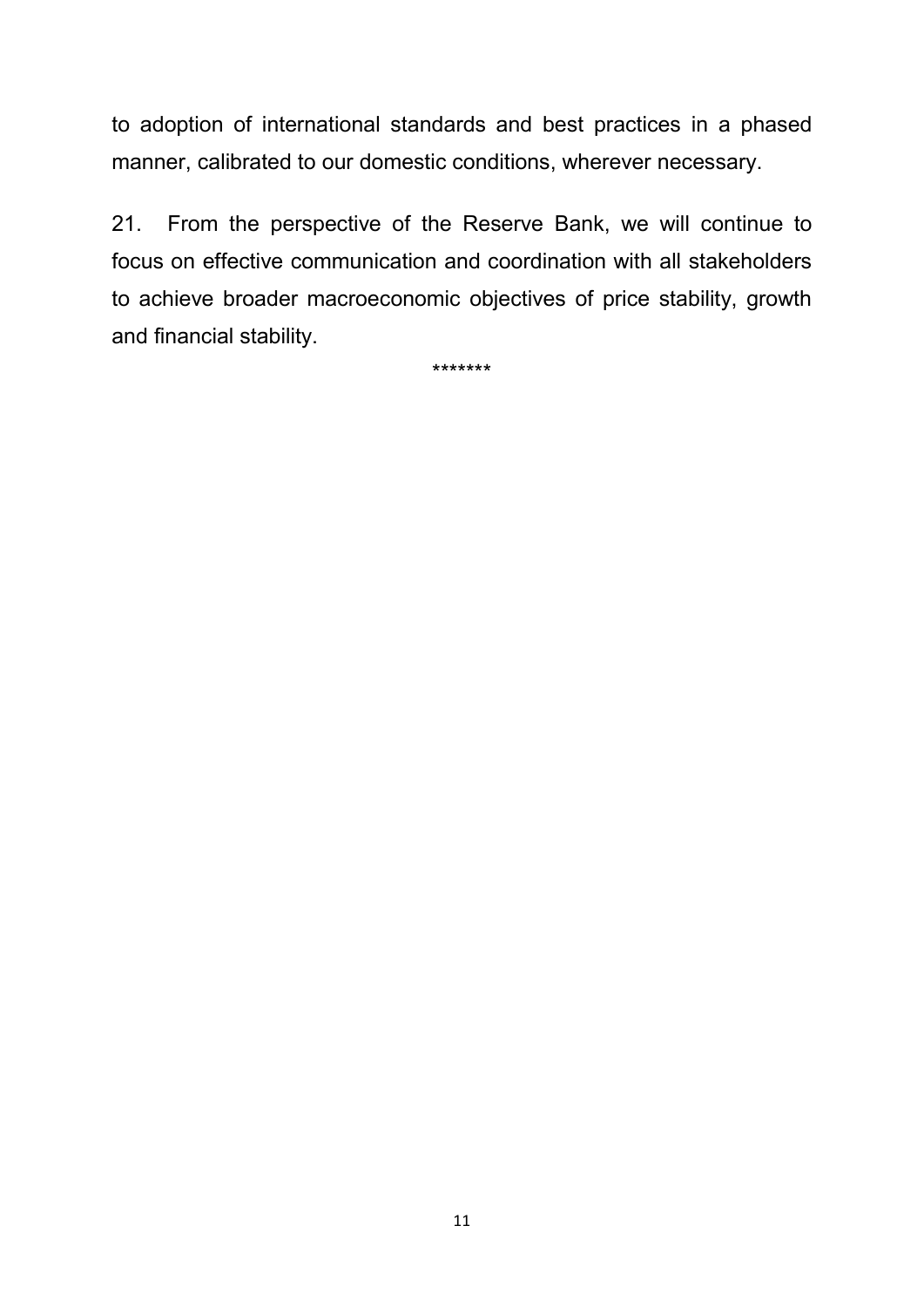to adoption of international standards and best practices in a phased manner, calibrated to our domestic conditions, wherever necessary.

21. From the perspective of the Reserve Bank, we will continue to focus on effective communication and coordination with all stakeholders to achieve broader macroeconomic objectives of price stability, growth and financial stability.

*******